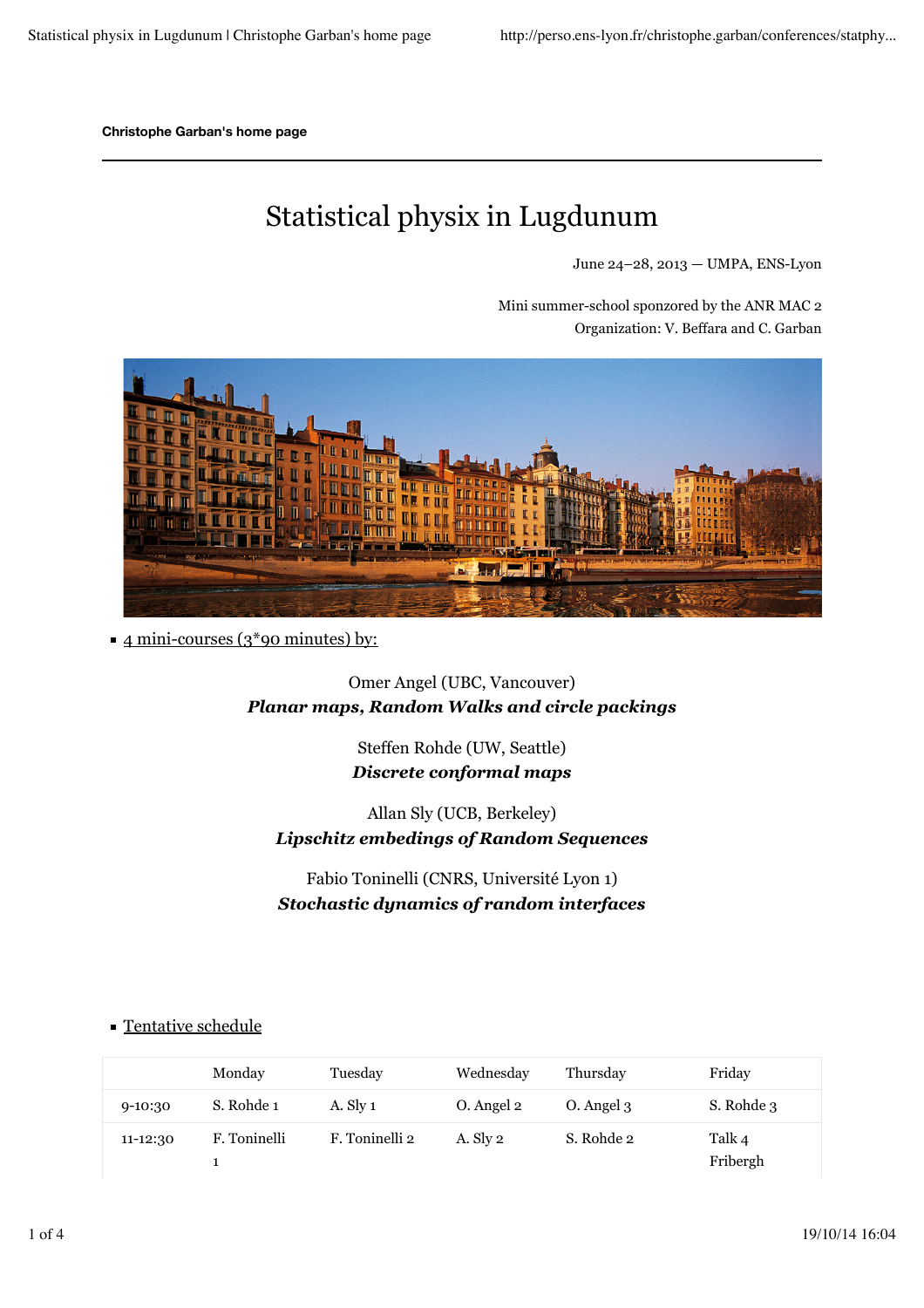**Christophe Garban's home page**

# Statistical physix in Lugdunum

June 24–28, 2013 — UMPA, ENS-Lyon

Mini summer-school sponzored by the ANR MAC 2
Organization: V. Beffara and C. Garban

- 4 mini-courses (3*90 minutes) by:

Omer Angel (UBC, Vancouver)
***Planar maps, Random Walks and circle packings***

Steffen Rohde (UW, Seattle)
***Discrete conformal maps***

Allan Sly (UCB, Berkeley)
***Lipschitz embedings of Random Sequences***

Fabio Toninelli (CNRS, Université Lyon 1)
***Stochastic dynamics of random interfaces***

- Tentative schedule

| | Monday | Tuesday | Wednesday | Thursday | Friday |
|---|---|---|---|---|---|
| 9-10:30 | S. Rohde 1 | A. Sly 1 | O. Angel 2 | O. Angel 3 | S. Rohde 3 |
| 11-12:30 | F. Toninelli 1 | F. Toninelli 2 | A. Sly 2 | S. Rohde 2 | Talk 4 Fribergh |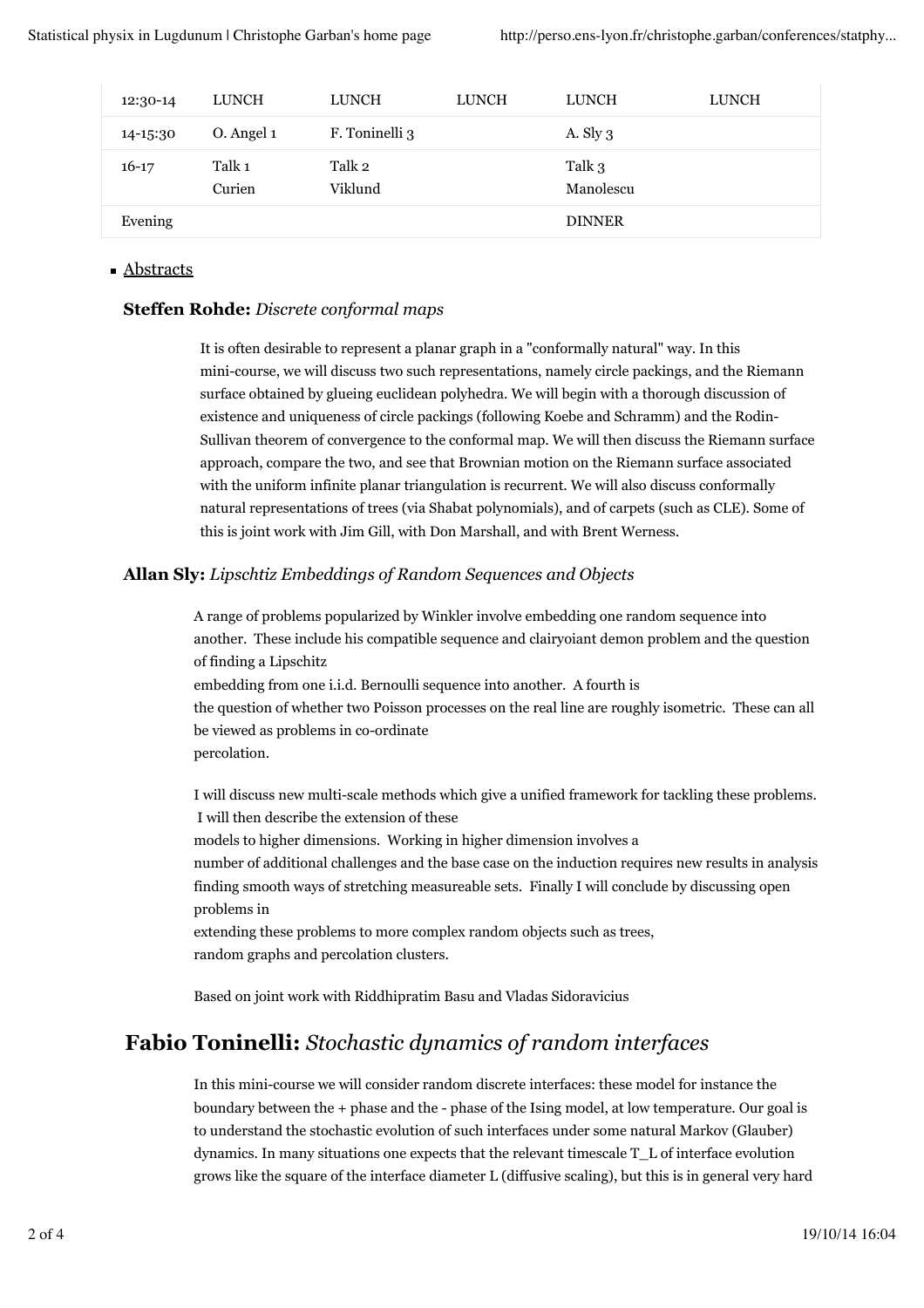| 12:30-14 | LUNCH | LUNCH | LUNCH | LUNCH | LUNCH |
|---|---|---|---|---|---|
| 14-15:30 | O. Angel 1 | F. Toninelli 3 | | A. Sly 3 | |
| 16-17 | Talk 1 Curien | Talk 2 Viklund | | Talk 3 Manolescu | |
| Evening | | | | DINNER | |

- Abstracts

### **Steffen Rohde:** *Discrete conformal maps*

It is often desirable to represent a planar graph in a "conformally natural" way. In this mini-course, we will discuss two such representations, namely circle packings, and the Riemann surface obtained by glueing euclidean polyhedra. We will begin with a thorough discussion of existence and uniqueness of circle packings (following Koebe and Schramm) and the Rodin-Sullivan theorem of convergence to the conformal map. We will then discuss the Riemann surface approach, compare the two, and see that Brownian motion on the Riemann surface associated with the uniform infinite planar triangulation is recurrent. We will also discuss conformally natural representations of trees (via Shabat polynomials), and of carpets (such as CLE). Some of this is joint work with Jim Gill, with Don Marshall, and with Brent Werness.

### **Allan Sly:** *Lipschtiz Embeddings of Random Sequences and Objects*

A range of problems popularized by Winkler involve embedding one random sequence into another. These include his compatible sequence and clairyoiant demon problem and the question of finding a Lipschitz embedding from one i.i.d. Bernoulli sequence into another. A fourth is the question of whether two Poisson processes on the real line are roughly isometric. These can all be viewed as problems in co-ordinate percolation.

I will discuss new multi-scale methods which give a unified framework for tackling these problems. I will then describe the extension of these models to higher dimensions. Working in higher dimension involves a number of additional challenges and the base case on the induction requires new results in analysis finding smooth ways of stretching measureable sets. Finally I will conclude by discussing open problems in extending these problems to more complex random objects such as trees, random graphs and percolation clusters.

Based on joint work with Riddhipratim Basu and Vladas Sidoravicius

## **Fabio Toninelli:** *Stochastic dynamics of random interfaces*

In this mini-course we will consider random discrete interfaces: these model for instance the boundary between the + phase and the - phase of the Ising model, at low temperature. Our goal is to understand the stochastic evolution of such interfaces under some natural Markov (Glauber) dynamics. In many situations one expects that the relevant timescale $T_L$ of interface evolution grows like the square of the interface diameter L (diffusive scaling), but this is in general very hard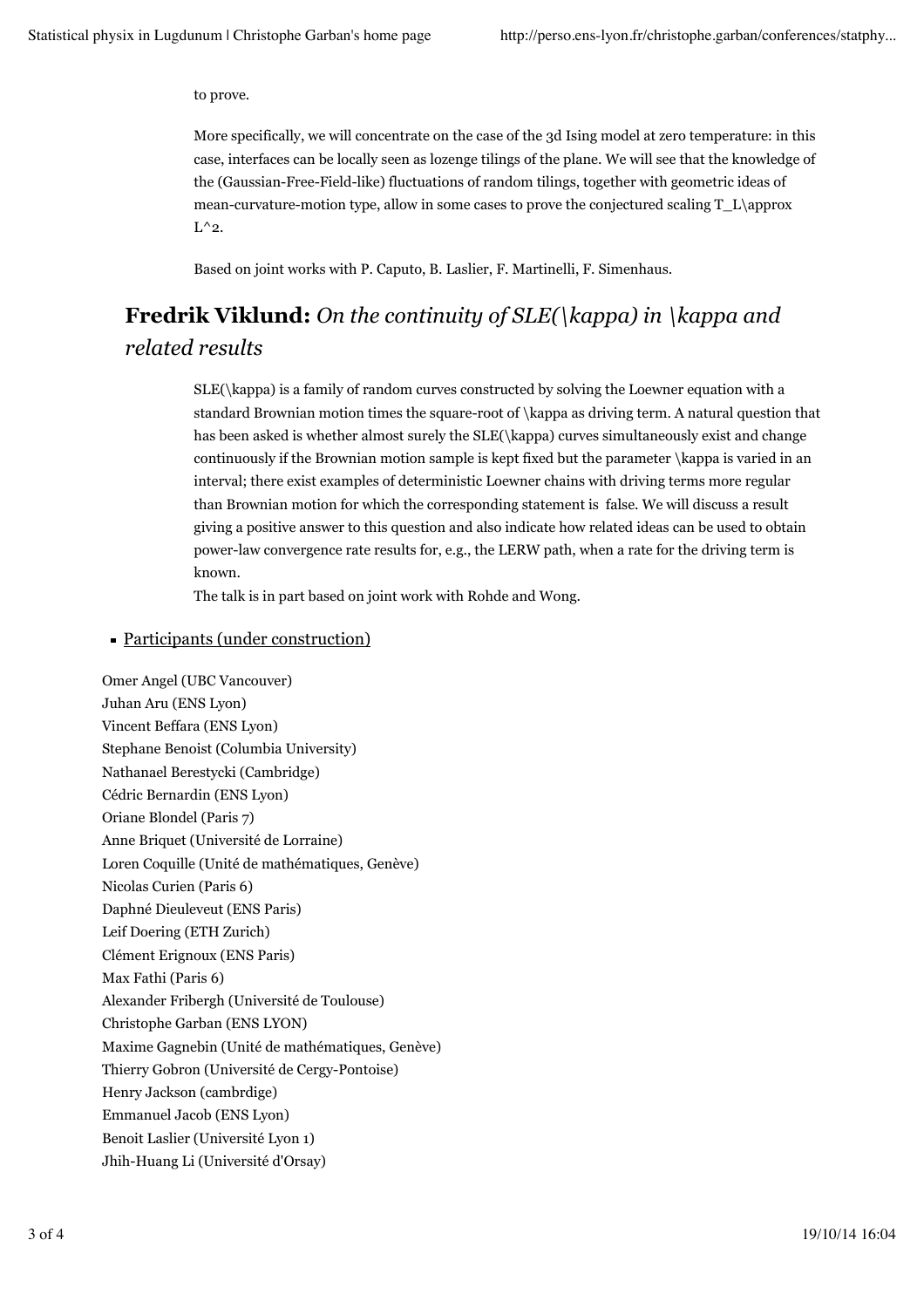to prove.

More specifically, we will concentrate on the case of the 3d Ising model at zero temperature: in this case, interfaces can be locally seen as lozenge tilings of the plane. We will see that the knowledge of the (Gaussian-Free-Field-like) fluctuations of random tilings, together with geometric ideas of mean-curvature-motion type, allow in some cases to prove the conjectured scaling T_L\approx L^2.

Based on joint works with P. Caputo, B. Laslier, F. Martinelli, F. Simenhaus.

## **Fredrik Viklund:** *On the continuity of SLE(\kappa) in \kappa and related results*

SLE(\kappa) is a family of random curves constructed by solving the Loewner equation with a standard Brownian motion times the square-root of \kappa as driving term. A natural question that has been asked is whether almost surely the SLE(\kappa) curves simultaneously exist and change continuously if the Brownian motion sample is kept fixed but the parameter \kappa is varied in an interval; there exist examples of deterministic Loewner chains with driving terms more regular than Brownian motion for which the corresponding statement is false. We will discuss a result giving a positive answer to this question and also indicate how related ideas can be used to obtain power-law convergence rate results for, e.g., the LERW path, when a rate for the driving term is known.
The talk is in part based on joint work with Rohde and Wong.

- Participants (under construction)

Omer Angel (UBC Vancouver)
Juhan Aru (ENS Lyon)
Vincent Beffara (ENS Lyon)
Stephane Benoist (Columbia University)
Nathanael Berestycki (Cambridge)
Cédric Bernardin (ENS Lyon)
Oriane Blondel (Paris 7)
Anne Briquet (Université de Lorraine)
Loren Coquille (Unité de mathématiques, Genève)
Nicolas Curien (Paris 6)
Daphné Dieuleveut (ENS Paris)
Leif Doering (ETH Zurich)
Clément Erignoux (ENS Paris)
Max Fathi (Paris 6)
Alexander Fribergh (Université de Toulouse)
Christophe Garban (ENS LYON)
Maxime Gagnebin (Unité de mathématiques, Genève)
Thierry Gobron (Université de Cergy-Pontoise)
Henry Jackson (cambrdige)
Emmanuel Jacob (ENS Lyon)
Benoit Laslier (Université Lyon 1)
Jhih-Huang Li (Université d'Orsay)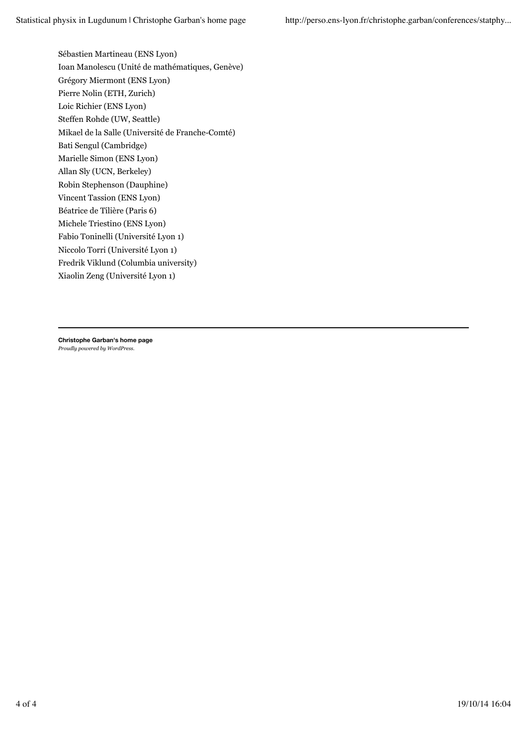Sébastien Martineau (ENS Lyon)
Ioan Manolescu (Unité de mathématiques, Genève)
Grégory Miermont (ENS Lyon)
Pierre Nolin (ETH, Zurich)
Loic Richier (ENS Lyon)
Steffen Rohde (UW, Seattle)
Mikael de la Salle (Université de Franche-Comté)
Bati Sengul (Cambridge)
Marielle Simon (ENS Lyon)
Allan Sly (UCN, Berkeley)
Robin Stephenson (Dauphine)
Vincent Tassion (ENS Lyon)
Béatrice de Tilière (Paris 6)
Michele Triestino (ENS Lyon)
Fabio Toninelli (Université Lyon 1)
Niccolo Torri (Université Lyon 1)
Fredrik Viklund (Columbia university)
Xiaolin Zeng (Université Lyon 1)

---

**Christophe Garban's home page**
*Proudly powered by WordPress.*